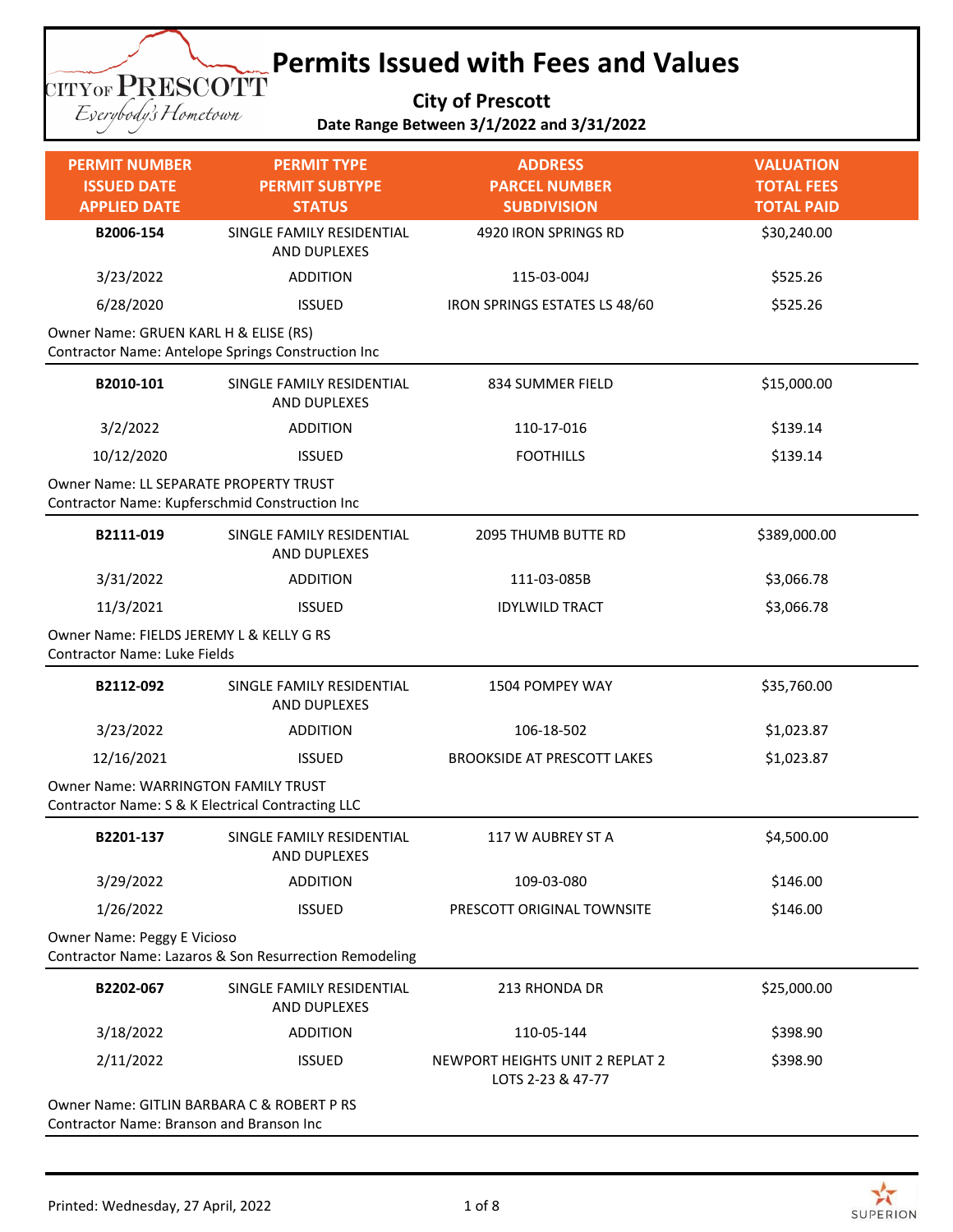# Permits Issued with Fees and Values

**City of Prescott**

**Date Range Between 3/1/2022 and 3/31/2022**

| PERMIT NUMBER<br>ISSUED DATE<br>APPLIED DATE | PERMIT TYPE<br>PERMIT SUBTYPE<br>STATUS | ADDRESS<br>PARCEL NUMBER<br>SUBDIVISION | VALUATION<br>TOTAL FEES<br>TOTAL PAID |
|---|---|---|---|
| **B2006-154** | SINGLE FAMILY RESIDENTIAL AND DUPLEXES | 4920 IRON SPRINGS RD | $30,240.00 |
| 3/23/2022 | ADDITION | 115-03-004J | $525.26 |
| 6/28/2020 | ISSUED | IRON SPRINGS ESTATES LS 48/60 | $525.26 |
| Owner Name: GRUEN KARL H & ELISE (RS)<br>Contractor Name: Antelope Springs Construction Inc | | | |
| **B2010-101** | SINGLE FAMILY RESIDENTIAL AND DUPLEXES | 834 SUMMER FIELD | $15,000.00 |
| 3/2/2022 | ADDITION | 110-17-016 | $139.14 |
| 10/12/2020 | ISSUED | FOOTHILLS | $139.14 |
| Owner Name: LL SEPARATE PROPERTY TRUST<br>Contractor Name: Kupferschmid Construction Inc | | | |
| **B2111-019** | SINGLE FAMILY RESIDENTIAL AND DUPLEXES | 2095 THUMB BUTTE RD | $389,000.00 |
| 3/31/2022 | ADDITION | 111-03-085B | $3,066.78 |
| 11/3/2021 | ISSUED | IDYLWILD TRACT | $3,066.78 |
| Owner Name: FIELDS JEREMY L & KELLY G RS<br>Contractor Name: Luke Fields | | | |
| **B2112-092** | SINGLE FAMILY RESIDENTIAL AND DUPLEXES | 1504 POMPEY WAY | $35,760.00 |
| 3/23/2022 | ADDITION | 106-18-502 | $1,023.87 |
| 12/16/2021 | ISSUED | BROOKSIDE AT PRESCOTT LAKES | $1,023.87 |
| Owner Name: WARRINGTON FAMILY TRUST<br>Contractor Name: S & K Electrical Contracting LLC | | | |
| **B2201-137** | SINGLE FAMILY RESIDENTIAL AND DUPLEXES | 117 W AUBREY ST A | $4,500.00 |
| 3/29/2022 | ADDITION | 109-03-080 | $146.00 |
| 1/26/2022 | ISSUED | PRESCOTT ORIGINAL TOWNSITE | $146.00 |
| Owner Name: Peggy E Vicioso<br>Contractor Name: Lazaros & Son Resurrection Remodeling | | | |
| **B2202-067** | SINGLE FAMILY RESIDENTIAL AND DUPLEXES | 213 RHONDA DR | $25,000.00 |
| 3/18/2022 | ADDITION | 110-05-144 | $398.90 |
| 2/11/2022 | ISSUED | NEWPORT HEIGHTS UNIT 2 REPLAT 2 LOTS 2-23 & 47-77 | $398.90 |
| Owner Name: GITLIN BARBARA C & ROBERT P RS<br>Contractor Name: Branson and Branson Inc | | | |

Printed: Wednesday, 27 April, 2022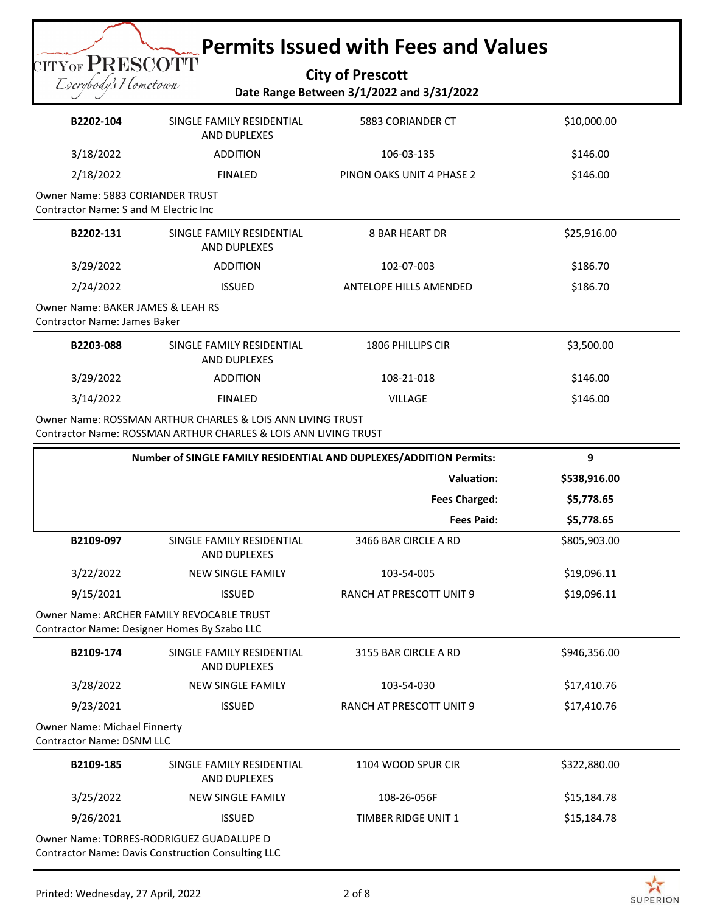# Permits Issued with Fees and Values

**City of Prescott**

**Date Range Between 3/1/2022 and 3/31/2022**

| | | | |
|---|---|---|---|
| **B2202-104** | SINGLE FAMILY RESIDENTIAL AND DUPLEXES | 5883 CORIANDER CT | $10,000.00 |
| 3/18/2022 | ADDITION | 106-03-135 | $146.00 |
| 2/18/2022 | FINALED | PINON OAKS UNIT 4 PHASE 2 | $146.00 |

Owner Name: 5883 CORIANDER TRUST
Contractor Name: S and M Electric Inc

| | | | |
|---|---|---|---|
| **B2202-131** | SINGLE FAMILY RESIDENTIAL AND DUPLEXES | 8 BAR HEART DR | $25,916.00 |
| 3/29/2022 | ADDITION | 102-07-003 | $186.70 |
| 2/24/2022 | ISSUED | ANTELOPE HILLS AMENDED | $186.70 |

Owner Name: BAKER JAMES & LEAH RS
Contractor Name: James Baker

| | | | |
|---|---|---|---|
| **B2203-088** | SINGLE FAMILY RESIDENTIAL AND DUPLEXES | 1806 PHILLIPS CIR | $3,500.00 |
| 3/29/2022 | ADDITION | 108-21-018 | $146.00 |
| 3/14/2022 | FINALED | VILLAGE | $146.00 |

Owner Name: ROSSMAN ARTHUR CHARLES & LOIS ANN LIVING TRUST
Contractor Name: ROSSMAN ARTHUR CHARLES & LOIS ANN LIVING TRUST

| | |
|---|---|
| **Number of SINGLE FAMILY RESIDENTIAL AND DUPLEXES/ADDITION Permits:** | **9** |
| **Valuation:** | **$538,916.00** |
| **Fees Charged:** | **$5,778.65** |
| **Fees Paid:** | **$5,778.65** |

| | | | |
|---|---|---|---|
| **B2109-097** | SINGLE FAMILY RESIDENTIAL AND DUPLEXES | 3466 BAR CIRCLE A RD | $805,903.00 |
| 3/22/2022 | NEW SINGLE FAMILY | 103-54-005 | $19,096.11 |
| 9/15/2021 | ISSUED | RANCH AT PRESCOTT UNIT 9 | $19,096.11 |

Owner Name: ARCHER FAMILY REVOCABLE TRUST
Contractor Name: Designer Homes By Szabo LLC

| | | | |
|---|---|---|---|
| **B2109-174** | SINGLE FAMILY RESIDENTIAL AND DUPLEXES | 3155 BAR CIRCLE A RD | $946,356.00 |
| 3/28/2022 | NEW SINGLE FAMILY | 103-54-030 | $17,410.76 |
| 9/23/2021 | ISSUED | RANCH AT PRESCOTT UNIT 9 | $17,410.76 |

Owner Name: Michael Finnerty
Contractor Name: DSNM LLC

| | | | |
|---|---|---|---|
| **B2109-185** | SINGLE FAMILY RESIDENTIAL AND DUPLEXES | 1104 WOOD SPUR CIR | $322,880.00 |
| 3/25/2022 | NEW SINGLE FAMILY | 108-26-056F | $15,184.78 |
| 9/26/2021 | ISSUED | TIMBER RIDGE UNIT 1 | $15,184.78 |

Owner Name: TORRES-RODRIGUEZ GUADALUPE D
Contractor Name: Davis Construction Consulting LLC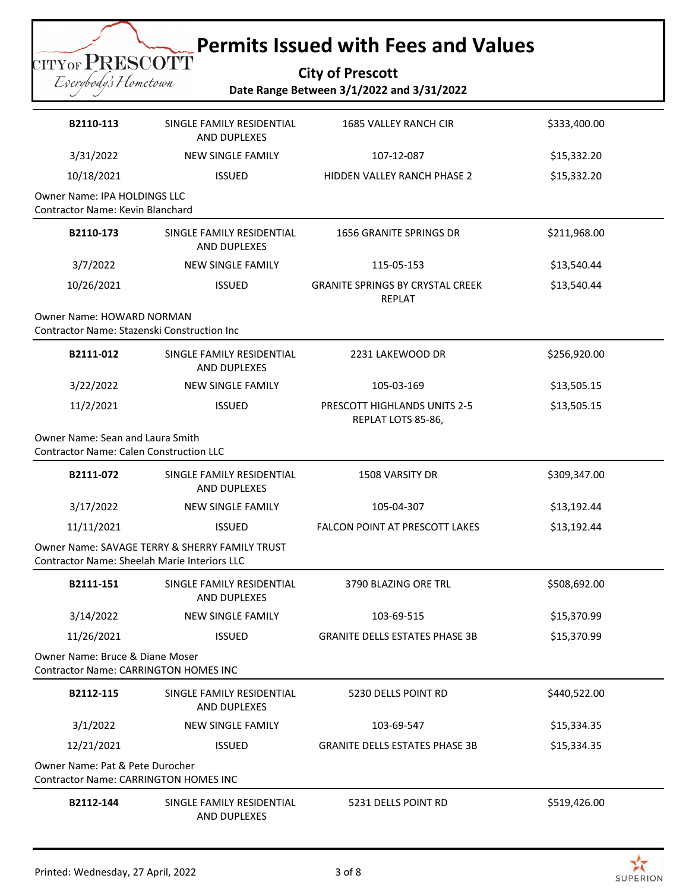# Permits Issued with Fees and Values

**City of Prescott**

**Date Range Between 3/1/2022 and 3/31/2022**

| | | | |
|---|---|---|---|
| **B2110-113** | SINGLE FAMILY RESIDENTIAL AND DUPLEXES | 1685 VALLEY RANCH CIR | $333,400.00 |
| 3/31/2022 | NEW SINGLE FAMILY | 107-12-087 | $15,332.20 |
| 10/18/2021 | ISSUED | HIDDEN VALLEY RANCH PHASE 2 | $15,332.20 |

Owner Name: IPA HOLDINGS LLC
Contractor Name: Kevin Blanchard

| | | | |
|---|---|---|---|
| **B2110-173** | SINGLE FAMILY RESIDENTIAL AND DUPLEXES | 1656 GRANITE SPRINGS DR | $211,968.00 |
| 3/7/2022 | NEW SINGLE FAMILY | 115-05-153 | $13,540.44 |
| 10/26/2021 | ISSUED | GRANITE SPRINGS BY CRYSTAL CREEK REPLAT | $13,540.44 |

Owner Name: HOWARD NORMAN
Contractor Name: Stazenski Construction Inc

| | | | |
|---|---|---|---|
| **B2111-012** | SINGLE FAMILY RESIDENTIAL AND DUPLEXES | 2231 LAKEWOOD DR | $256,920.00 |
| 3/22/2022 | NEW SINGLE FAMILY | 105-03-169 | $13,505.15 |
| 11/2/2021 | ISSUED | PRESCOTT HIGHLANDS UNITS 2-5 REPLAT LOTS 85-86, | $13,505.15 |

Owner Name: Sean and Laura Smith
Contractor Name: Calen Construction LLC

| | | | |
|---|---|---|---|
| **B2111-072** | SINGLE FAMILY RESIDENTIAL AND DUPLEXES | 1508 VARSITY DR | $309,347.00 |
| 3/17/2022 | NEW SINGLE FAMILY | 105-04-307 | $13,192.44 |
| 11/11/2021 | ISSUED | FALCON POINT AT PRESCOTT LAKES | $13,192.44 |

Owner Name: SAVAGE TERRY & SHERRY FAMILY TRUST
Contractor Name: Sheelah Marie Interiors LLC

| | | | |
|---|---|---|---|
| **B2111-151** | SINGLE FAMILY RESIDENTIAL AND DUPLEXES | 3790 BLAZING ORE TRL | $508,692.00 |
| 3/14/2022 | NEW SINGLE FAMILY | 103-69-515 | $15,370.99 |
| 11/26/2021 | ISSUED | GRANITE DELLS ESTATES PHASE 3B | $15,370.99 |

Owner Name: Bruce & Diane Moser
Contractor Name: CARRINGTON HOMES INC

| | | | |
|---|---|---|---|
| **B2112-115** | SINGLE FAMILY RESIDENTIAL AND DUPLEXES | 5230 DELLS POINT RD | $440,522.00 |
| 3/1/2022 | NEW SINGLE FAMILY | 103-69-547 | $15,334.35 |
| 12/21/2021 | ISSUED | GRANITE DELLS ESTATES PHASE 3B | $15,334.35 |

Owner Name: Pat & Pete Durocher
Contractor Name: CARRINGTON HOMES INC

| | | | |
|---|---|---|---|
| **B2112-144** | SINGLE FAMILY RESIDENTIAL AND DUPLEXES | 5231 DELLS POINT RD | $519,426.00 |

Printed: Wednesday, 27 April, 2022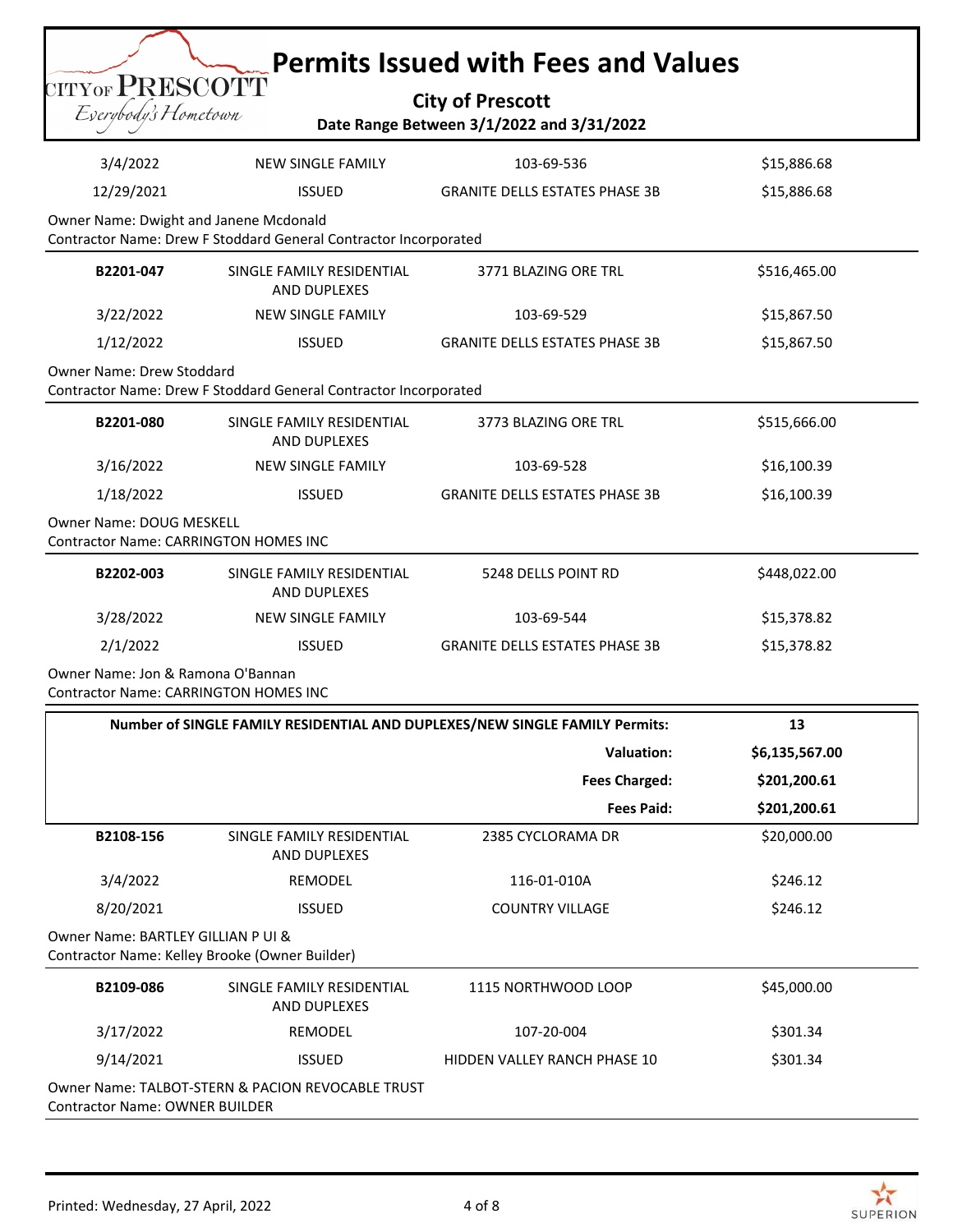# Permits Issued with Fees and Values

**City of Prescott**

**Date Range Between 3/1/2022 and 3/31/2022**

| | | | |
|---|---|---|---|
| 3/4/2022 | NEW SINGLE FAMILY | 103-69-536 | $15,886.68 |
| 12/29/2021 | ISSUED | GRANITE DELLS ESTATES PHASE 3B | $15,886.68 |

Owner Name: Dwight and Janene Mcdonald
Contractor Name: Drew F Stoddard General Contractor Incorporated

| | | | |
|---|---|---|---|
| **B2201-047** | SINGLE FAMILY RESIDENTIAL AND DUPLEXES | 3771 BLAZING ORE TRL | $516,465.00 |
| 3/22/2022 | NEW SINGLE FAMILY | 103-69-529 | $15,867.50 |
| 1/12/2022 | ISSUED | GRANITE DELLS ESTATES PHASE 3B | $15,867.50 |

Owner Name: Drew Stoddard
Contractor Name: Drew F Stoddard General Contractor Incorporated

| | | | |
|---|---|---|---|
| **B2201-080** | SINGLE FAMILY RESIDENTIAL AND DUPLEXES | 3773 BLAZING ORE TRL | $515,666.00 |
| 3/16/2022 | NEW SINGLE FAMILY | 103-69-528 | $16,100.39 |
| 1/18/2022 | ISSUED | GRANITE DELLS ESTATES PHASE 3B | $16,100.39 |

Owner Name: DOUG MESKELL
Contractor Name: CARRINGTON HOMES INC

| | | | |
|---|---|---|---|
| **B2202-003** | SINGLE FAMILY RESIDENTIAL AND DUPLEXES | 5248 DELLS POINT RD | $448,022.00 |
| 3/28/2022 | NEW SINGLE FAMILY | 103-69-544 | $15,378.82 |
| 2/1/2022 | ISSUED | GRANITE DELLS ESTATES PHASE 3B | $15,378.82 |

Owner Name: Jon & Ramona O'Bannan
Contractor Name: CARRINGTON HOMES INC

| | |
|---|---|
| **Number of SINGLE FAMILY RESIDENTIAL AND DUPLEXES/NEW SINGLE FAMILY Permits:** | **13** |
| **Valuation:** | **$6,135,567.00** |
| **Fees Charged:** | **$201,200.61** |
| **Fees Paid:** | **$201,200.61** |

| | | | |
|---|---|---|---|
| **B2108-156** | SINGLE FAMILY RESIDENTIAL AND DUPLEXES | 2385 CYCLORAMA DR | $20,000.00 |
| 3/4/2022 | REMODEL | 116-01-010A | $246.12 |
| 8/20/2021 | ISSUED | COUNTRY VILLAGE | $246.12 |

Owner Name: BARTLEY GILLIAN P UI &
Contractor Name: Kelley Brooke (Owner Builder)

| | | | |
|---|---|---|---|
| **B2109-086** | SINGLE FAMILY RESIDENTIAL AND DUPLEXES | 1115 NORTHWOOD LOOP | $45,000.00 |
| 3/17/2022 | REMODEL | 107-20-004 | $301.34 |
| 9/14/2021 | ISSUED | HIDDEN VALLEY RANCH PHASE 10 | $301.34 |

Owner Name: TALBOT-STERN & PACION REVOCABLE TRUST
Contractor Name: OWNER BUILDER

Printed: Wednesday, 27 April, 2022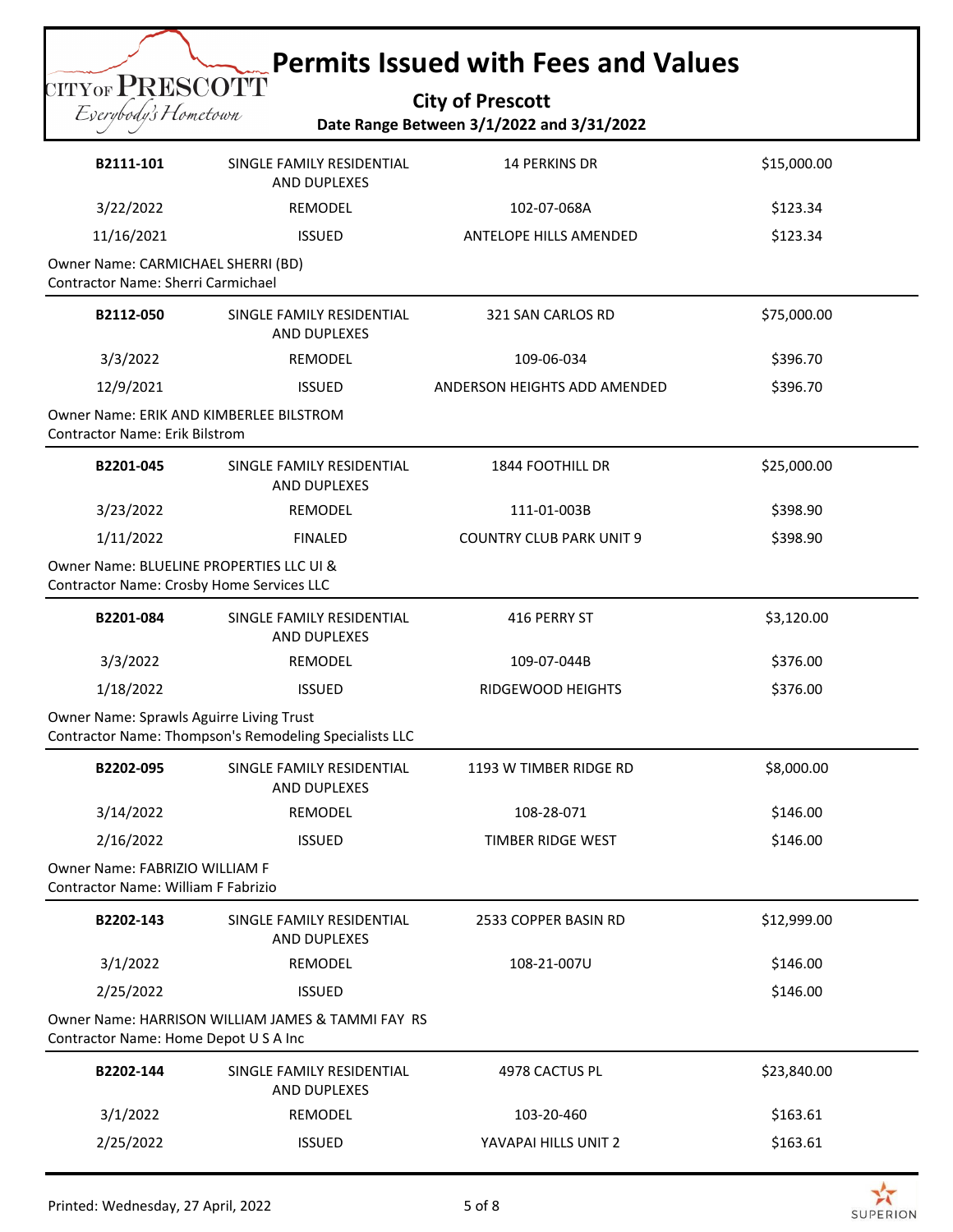# Permits Issued with Fees and Values

**City of Prescott**

**Date Range Between 3/1/2022 and 3/31/2022**

| | | | |
|---|---|---|---|
| **B2111-101** | SINGLE FAMILY RESIDENTIAL AND DUPLEXES | 14 PERKINS DR | $15,000.00 |
| 3/22/2022 | REMODEL | 102-07-068A | $123.34 |
| 11/16/2021 | ISSUED | ANTELOPE HILLS AMENDED | $123.34 |

Owner Name: CARMICHAEL SHERRI (BD)
Contractor Name: Sherri Carmichael

| | | | |
|---|---|---|---|
| **B2112-050** | SINGLE FAMILY RESIDENTIAL AND DUPLEXES | 321 SAN CARLOS RD | $75,000.00 |
| 3/3/2022 | REMODEL | 109-06-034 | $396.70 |
| 12/9/2021 | ISSUED | ANDERSON HEIGHTS ADD AMENDED | $396.70 |

Owner Name: ERIK AND KIMBERLEE BILSTROM
Contractor Name: Erik Bilstrom

| | | | |
|---|---|---|---|
| **B2201-045** | SINGLE FAMILY RESIDENTIAL AND DUPLEXES | 1844 FOOTHILL DR | $25,000.00 |
| 3/23/2022 | REMODEL | 111-01-003B | $398.90 |
| 1/11/2022 | FINALED | COUNTRY CLUB PARK UNIT 9 | $398.90 |

Owner Name: BLUELINE PROPERTIES LLC UI &
Contractor Name: Crosby Home Services LLC

| | | | |
|---|---|---|---|
| **B2201-084** | SINGLE FAMILY RESIDENTIAL AND DUPLEXES | 416 PERRY ST | $3,120.00 |
| 3/3/2022 | REMODEL | 109-07-044B | $376.00 |
| 1/18/2022 | ISSUED | RIDGEWOOD HEIGHTS | $376.00 |

Owner Name: Sprawls Aguirre Living Trust
Contractor Name: Thompson's Remodeling Specialists LLC

| | | | |
|---|---|---|---|
| **B2202-095** | SINGLE FAMILY RESIDENTIAL AND DUPLEXES | 1193 W TIMBER RIDGE RD | $8,000.00 |
| 3/14/2022 | REMODEL | 108-28-071 | $146.00 |
| 2/16/2022 | ISSUED | TIMBER RIDGE WEST | $146.00 |

Owner Name: FABRIZIO WILLIAM F
Contractor Name: William F Fabrizio

| | | | |
|---|---|---|---|
| **B2202-143** | SINGLE FAMILY RESIDENTIAL AND DUPLEXES | 2533 COPPER BASIN RD | $12,999.00 |
| 3/1/2022 | REMODEL | 108-21-007U | $146.00 |
| 2/25/2022 | ISSUED | | $146.00 |

Owner Name: HARRISON WILLIAM JAMES & TAMMI FAY RS
Contractor Name: Home Depot U S A Inc

| | | | |
|---|---|---|---|
| **B2202-144** | SINGLE FAMILY RESIDENTIAL AND DUPLEXES | 4978 CACTUS PL | $23,840.00 |
| 3/1/2022 | REMODEL | 103-20-460 | $163.61 |
| 2/25/2022 | ISSUED | YAVAPAI HILLS UNIT 2 | $163.61 |

Printed: Wednesday, 27 April, 2022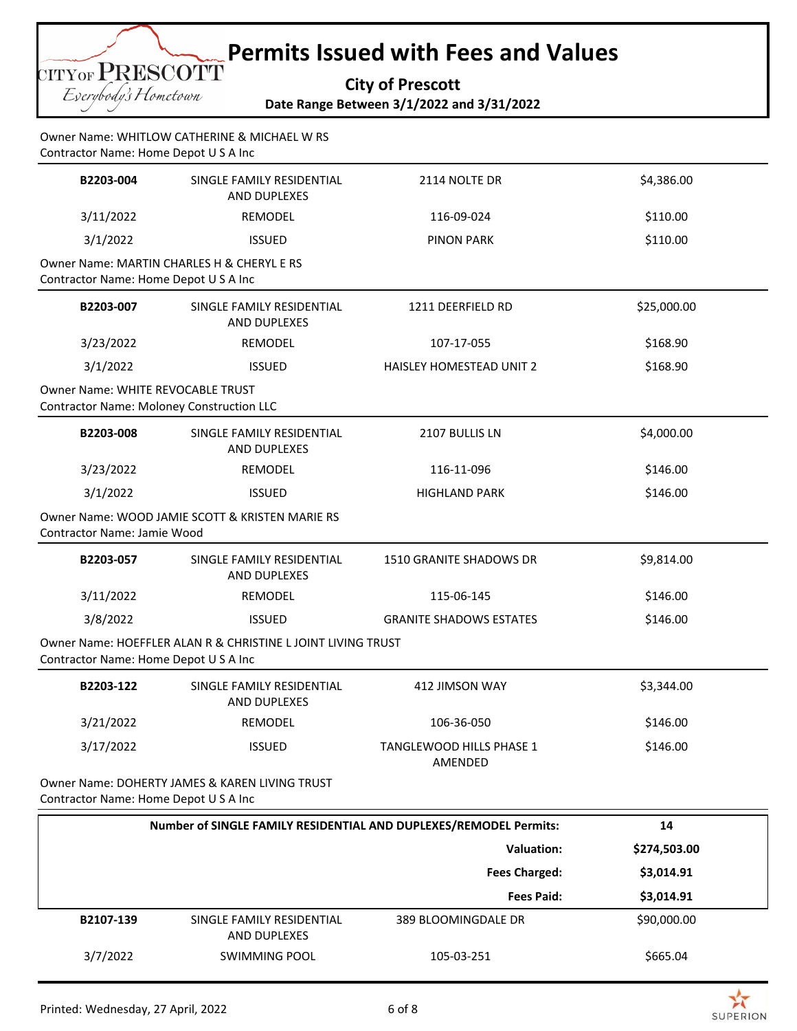# Permits Issued with Fees and Values

**City of Prescott**

**Date Range Between 3/1/2022 and 3/31/2022**

Owner Name: WHITLOW CATHERINE & MICHAEL W RS
Contractor Name: Home Depot U S A Inc

| | | | |
|---|---|---|---|
| **B2203-004** | SINGLE FAMILY RESIDENTIAL AND DUPLEXES | 2114 NOLTE DR | $4,386.00 |
| 3/11/2022 | REMODEL | 116-09-024 | $110.00 |
| 3/1/2022 | ISSUED | PINON PARK | $110.00 |

Owner Name: MARTIN CHARLES H & CHERYL E RS
Contractor Name: Home Depot U S A Inc

| | | | |
|---|---|---|---|
| **B2203-007** | SINGLE FAMILY RESIDENTIAL AND DUPLEXES | 1211 DEERFIELD RD | $25,000.00 |
| 3/23/2022 | REMODEL | 107-17-055 | $168.90 |
| 3/1/2022 | ISSUED | HAISLEY HOMESTEAD UNIT 2 | $168.90 |

Owner Name: WHITE REVOCABLE TRUST
Contractor Name: Moloney Construction LLC

| | | | |
|---|---|---|---|
| **B2203-008** | SINGLE FAMILY RESIDENTIAL AND DUPLEXES | 2107 BULLIS LN | $4,000.00 |
| 3/23/2022 | REMODEL | 116-11-096 | $146.00 |
| 3/1/2022 | ISSUED | HIGHLAND PARK | $146.00 |

Owner Name: WOOD JAMIE SCOTT & KRISTEN MARIE RS
Contractor Name: Jamie Wood

| | | | |
|---|---|---|---|
| **B2203-057** | SINGLE FAMILY RESIDENTIAL AND DUPLEXES | 1510 GRANITE SHADOWS DR | $9,814.00 |
| 3/11/2022 | REMODEL | 115-06-145 | $146.00 |
| 3/8/2022 | ISSUED | GRANITE SHADOWS ESTATES | $146.00 |

Owner Name: HOEFFLER ALAN R & CHRISTINE L JOINT LIVING TRUST
Contractor Name: Home Depot U S A Inc

| | | | |
|---|---|---|---|
| **B2203-122** | SINGLE FAMILY RESIDENTIAL AND DUPLEXES | 412 JIMSON WAY | $3,344.00 |
| 3/21/2022 | REMODEL | 106-36-050 | $146.00 |
| 3/17/2022 | ISSUED | TANGLEWOOD HILLS PHASE 1 AMENDED | $146.00 |

Owner Name: DOHERTY JAMES & KAREN LIVING TRUST
Contractor Name: Home Depot U S A Inc

| | |
|---|---|
| **Number of SINGLE FAMILY RESIDENTIAL AND DUPLEXES/REMODEL Permits:** | **14** |
| **Valuation:** | **$274,503.00** |
| **Fees Charged:** | **$3,014.91** |
| **Fees Paid:** | **$3,014.91** |

| | | | |
|---|---|---|---|
| **B2107-139** | SINGLE FAMILY RESIDENTIAL AND DUPLEXES | 389 BLOOMINGDALE DR | $90,000.00 |
| 3/7/2022 | SWIMMING POOL | 105-03-251 | $665.04 |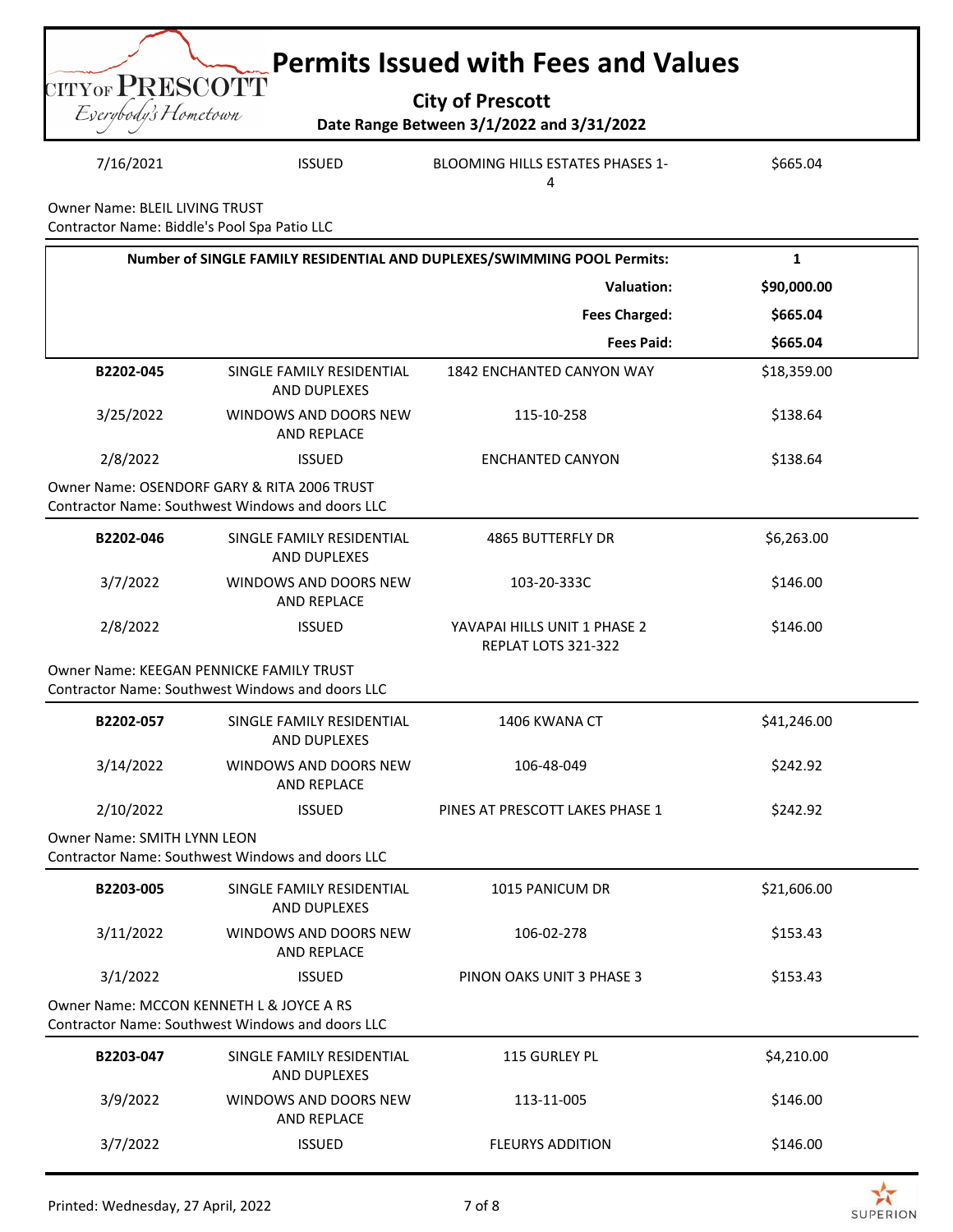# Permits Issued with Fees and Values

**City of Prescott**

**Date Range Between 3/1/2022 and 3/31/2022**

| | | | |
|---|---|---|---|
| 7/16/2021 | ISSUED | BLOOMING HILLS ESTATES PHASES 1-4 | $665.04 |

Owner Name: BLEIL LIVING TRUST
Contractor Name: Biddle's Pool Spa Patio LLC

| | |
|---|---|
| **Number of SINGLE FAMILY RESIDENTIAL AND DUPLEXES/SWIMMING POOL Permits:** | **1** |
| **Valuation:** | **$90,000.00** |
| **Fees Charged:** | **$665.04** |
| **Fees Paid:** | **$665.04** |

| | | | |
|---|---|---|---|
| **B2202-045** | SINGLE FAMILY RESIDENTIAL AND DUPLEXES | 1842 ENCHANTED CANYON WAY | $18,359.00 |
| 3/25/2022 | WINDOWS AND DOORS NEW AND REPLACE | 115-10-258 | $138.64 |
| 2/8/2022 | ISSUED | ENCHANTED CANYON | $138.64 |

Owner Name: OSENDORF GARY & RITA 2006 TRUST
Contractor Name: Southwest Windows and doors LLC

| | | | |
|---|---|---|---|
| **B2202-046** | SINGLE FAMILY RESIDENTIAL AND DUPLEXES | 4865 BUTTERFLY DR | $6,263.00 |
| 3/7/2022 | WINDOWS AND DOORS NEW AND REPLACE | 103-20-333C | $146.00 |
| 2/8/2022 | ISSUED | YAVAPAI HILLS UNIT 1 PHASE 2 REPLAT LOTS 321-322 | $146.00 |

Owner Name: KEEGAN PENNICKE FAMILY TRUST
Contractor Name: Southwest Windows and doors LLC

| | | | |
|---|---|---|---|
| **B2202-057** | SINGLE FAMILY RESIDENTIAL AND DUPLEXES | 1406 KWANA CT | $41,246.00 |
| 3/14/2022 | WINDOWS AND DOORS NEW AND REPLACE | 106-48-049 | $242.92 |
| 2/10/2022 | ISSUED | PINES AT PRESCOTT LAKES PHASE 1 | $242.92 |

Owner Name: SMITH LYNN LEON
Contractor Name: Southwest Windows and doors LLC

| | | | |
|---|---|---|---|
| **B2203-005** | SINGLE FAMILY RESIDENTIAL AND DUPLEXES | 1015 PANICUM DR | $21,606.00 |
| 3/11/2022 | WINDOWS AND DOORS NEW AND REPLACE | 106-02-278 | $153.43 |
| 3/1/2022 | ISSUED | PINON OAKS UNIT 3 PHASE 3 | $153.43 |

Owner Name: MCCON KENNETH L & JOYCE A RS
Contractor Name: Southwest Windows and doors LLC

| | | | |
|---|---|---|---|
| **B2203-047** | SINGLE FAMILY RESIDENTIAL AND DUPLEXES | 115 GURLEY PL | $4,210.00 |
| 3/9/2022 | WINDOWS AND DOORS NEW AND REPLACE | 113-11-005 | $146.00 |
| 3/7/2022 | ISSUED | FLEURYS ADDITION | $146.00 |

Printed: Wednesday, 27 April, 2022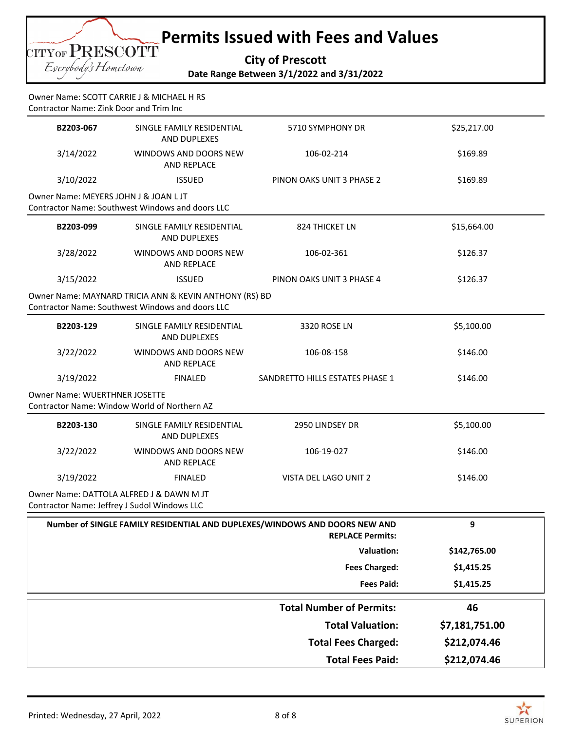# Permits Issued with Fees and Values

**City of Prescott**

**Date Range Between 3/1/2022 and 3/31/2022**

Owner Name: SCOTT CARRIE J & MICHAEL H RS
Contractor Name: Zink Door and Trim Inc

| | | | |
|---|---|---|---|
| **B2203-067** | SINGLE FAMILY RESIDENTIAL AND DUPLEXES | 5710 SYMPHONY DR | $25,217.00 |
| 3/14/2022 | WINDOWS AND DOORS NEW AND REPLACE | 106-02-214 | $169.89 |
| 3/10/2022 | ISSUED | PINON OAKS UNIT 3 PHASE 2 | $169.89 |

Owner Name: MEYERS JOHN J & JOAN L JT
Contractor Name: Southwest Windows and doors LLC

| | | | |
|---|---|---|---|
| **B2203-099** | SINGLE FAMILY RESIDENTIAL AND DUPLEXES | 824 THICKET LN | $15,664.00 |
| 3/28/2022 | WINDOWS AND DOORS NEW AND REPLACE | 106-02-361 | $126.37 |
| 3/15/2022 | ISSUED | PINON OAKS UNIT 3 PHASE 4 | $126.37 |

Owner Name: MAYNARD TRICIA ANN & KEVIN ANTHONY (RS) BD
Contractor Name: Southwest Windows and doors LLC

| | | | |
|---|---|---|---|
| **B2203-129** | SINGLE FAMILY RESIDENTIAL AND DUPLEXES | 3320 ROSE LN | $5,100.00 |
| 3/22/2022 | WINDOWS AND DOORS NEW AND REPLACE | 106-08-158 | $146.00 |
| 3/19/2022 | FINALED | SANDRETTO HILLS ESTATES PHASE 1 | $146.00 |

Owner Name: WUERTHNER JOSETTE
Contractor Name: Window World of Northern AZ

| | | | |
|---|---|---|---|
| **B2203-130** | SINGLE FAMILY RESIDENTIAL AND DUPLEXES | 2950 LINDSEY DR | $5,100.00 |
| 3/22/2022 | WINDOWS AND DOORS NEW AND REPLACE | 106-19-027 | $146.00 |
| 3/19/2022 | FINALED | VISTA DEL LAGO UNIT 2 | $146.00 |

Owner Name: DATTOLA ALFRED J & DAWN M JT
Contractor Name: Jeffrey J Sudol Windows LLC

| | |
|---|---|
| **Number of SINGLE FAMILY RESIDENTIAL AND DUPLEXES/WINDOWS AND DOORS NEW AND REPLACE Permits:** | **9** |
| **Valuation:** | **$142,765.00** |
| **Fees Charged:** | **$1,415.25** |
| **Fees Paid:** | **$1,415.25** |

| | |
|---|---|
| **Total Number of Permits:** | **46** |
| **Total Valuation:** | **$7,181,751.00** |
| **Total Fees Charged:** | **$212,074.46** |
| **Total Fees Paid:** | **$212,074.46** |

Printed: Wednesday, 27 April, 2022